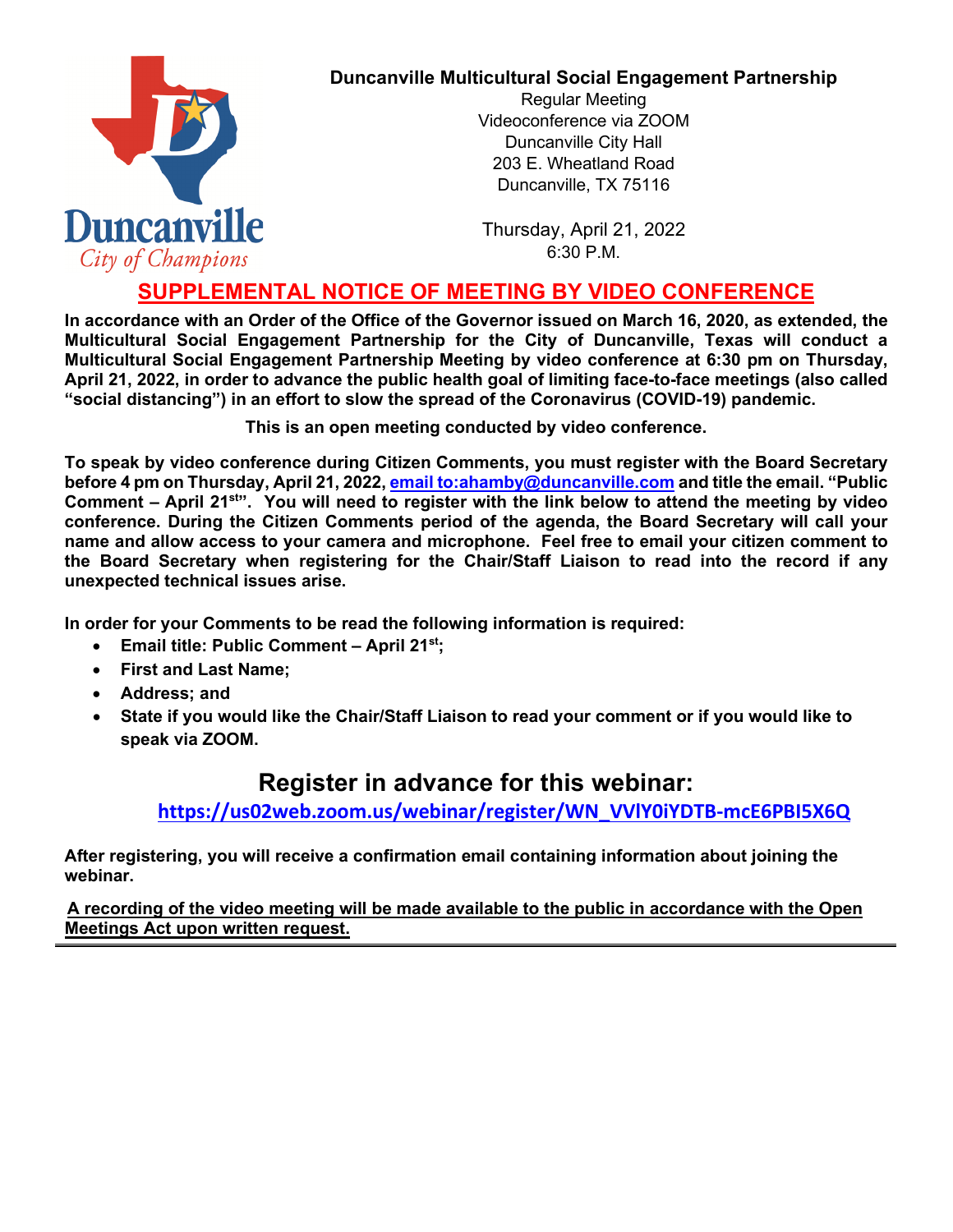Duncanville
City of Champions

**Duncanville Multicultural Social Engagement Partnership**
Regular Meeting
Videoconference via ZOOM
Duncanville City Hall
203 E. Wheatland Road
Duncanville, TX 75116

Thursday, April 21, 2022
6:30 P.M.

## SUPPLEMENTAL NOTICE OF MEETING BY VIDEO CONFERENCE

**In accordance with an Order of the Office of the Governor issued on March 16, 2020, as extended, the Multicultural Social Engagement Partnership for the City of Duncanville, Texas will conduct a Multicultural Social Engagement Partnership Meeting by video conference at 6:30 pm on Thursday, April 21, 2022, in order to advance the public health goal of limiting face-to-face meetings (also called "social distancing") in an effort to slow the spread of the Coronavirus (COVID-19) pandemic.**

**This is an open meeting conducted by video conference.**

**To speak by video conference during Citizen Comments, you must register with the Board Secretary before 4 pm on Thursday, April 21, 2022, email to:ahamby@duncanville.com and title the email. "Public Comment – April 21st". You will need to register with the link below to attend the meeting by video conference. During the Citizen Comments period of the agenda, the Board Secretary will call your name and allow access to your camera and microphone. Feel free to email your citizen comment to the Board Secretary when registering for the Chair/Staff Liaison to read into the record if any unexpected technical issues arise.**

**In order for your Comments to be read the following information is required:**

- **Email title: Public Comment – April 21st;**
- **First and Last Name;**
- **Address; and**
- **State if you would like the Chair/Staff Liaison to read your comment or if you would like to speak via ZOOM.**

## Register in advance for this webinar:

**https://us02web.zoom.us/webinar/register/WN_VVlY0iYDTB-mcE6PBI5X6Q**

**After registering, you will receive a confirmation email containing information about joining the webinar.**

**A recording of the video meeting will be made available to the public in accordance with the Open Meetings Act upon written request.**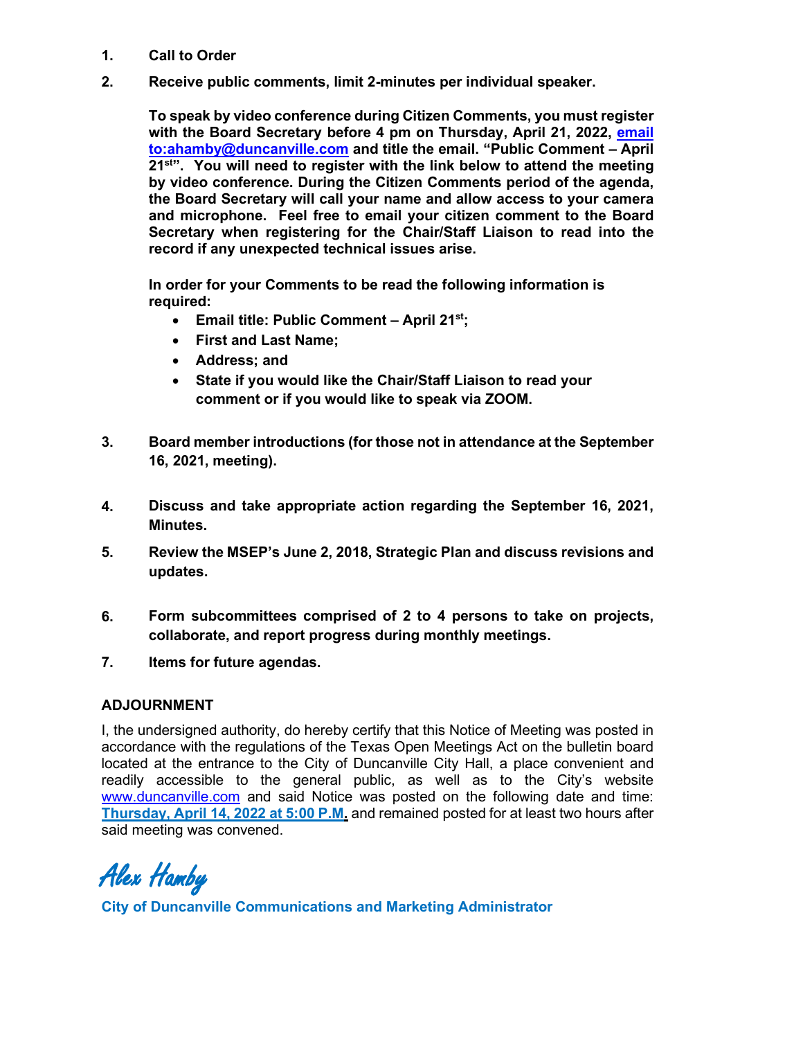1. **Call to Order**

2. **Receive public comments, limit 2-minutes per individual speaker.**

   **To speak by video conference during Citizen Comments, you must register with the Board Secretary before 4 pm on Thursday, April 21, 2022, email to:ahamby@duncanville.com and title the email. "Public Comment – April 21st". You will need to register with the link below to attend the meeting by video conference. During the Citizen Comments period of the agenda, the Board Secretary will call your name and allow access to your camera and microphone. Feel free to email your citizen comment to the Board Secretary when registering for the Chair/Staff Liaison to read into the record if any unexpected technical issues arise.**

   **In order for your Comments to be read the following information is required:**

   - **Email title: Public Comment – April 21st;**
   - **First and Last Name;**
   - **Address; and**
   - **State if you would like the Chair/Staff Liaison to read your comment or if you would like to speak via ZOOM.**

3. **Board member introductions (for those not in attendance at the September 16, 2021, meeting).**

4. **Discuss and take appropriate action regarding the September 16, 2021, Minutes.**

5. **Review the MSEP's June 2, 2018, Strategic Plan and discuss revisions and updates.**

6. **Form subcommittees comprised of 2 to 4 persons to take on projects, collaborate, and report progress during monthly meetings.**

7. **Items for future agendas.**

**ADJOURNMENT**

I, the undersigned authority, do hereby certify that this Notice of Meeting was posted in accordance with the regulations of the Texas Open Meetings Act on the bulletin board located at the entrance to the City of Duncanville City Hall, a place convenient and readily accessible to the general public, as well as to the City's website www.duncanville.com and said Notice was posted on the following date and time: **Thursday, April 14, 2022 at 5:00 P.M.** and remained posted for at least two hours after said meeting was convened.

*Alex Hamby*

**City of Duncanville Communications and Marketing Administrator**